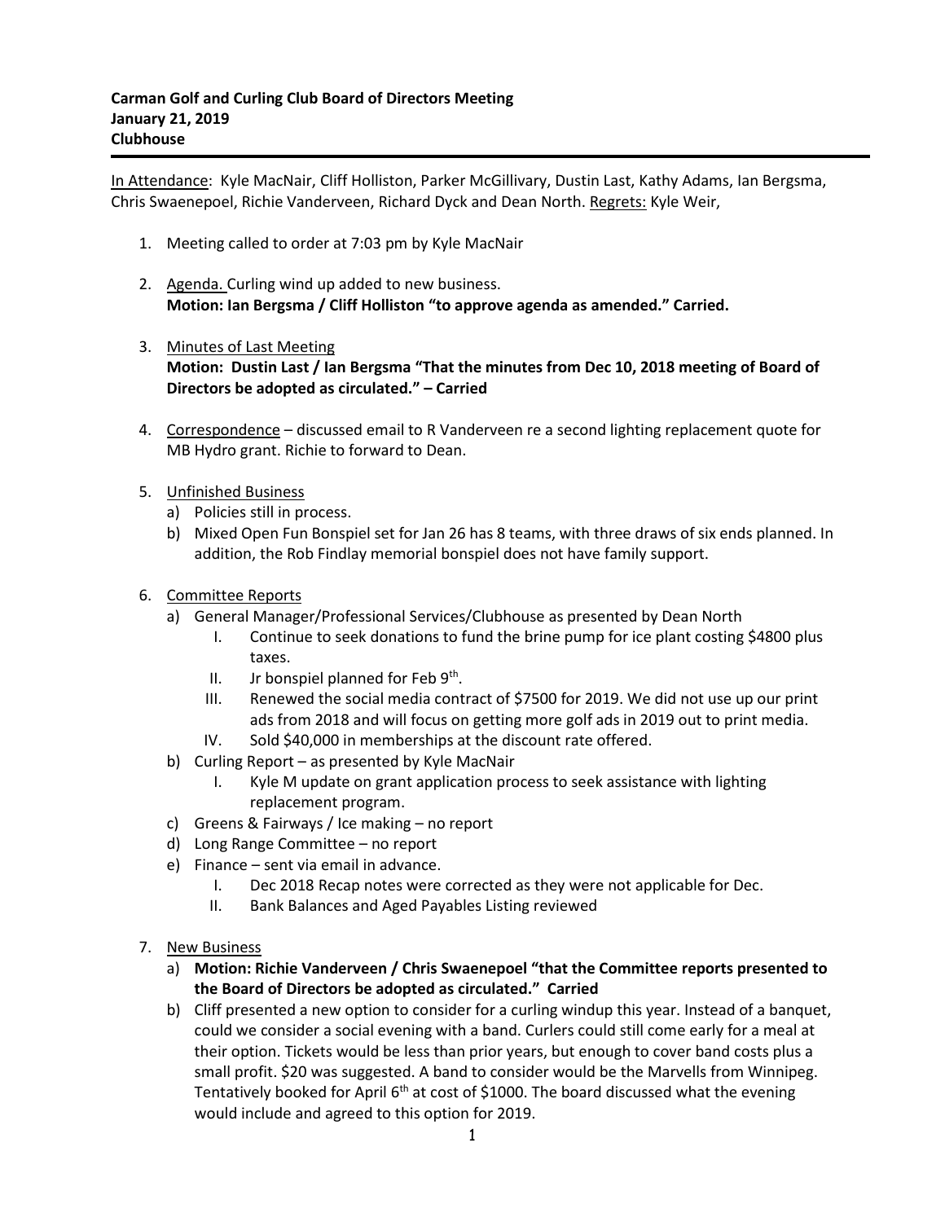**Carman Golf and Curling Club Board of Directors Meeting**
**January 21, 2019**
**Clubhouse**

---

<u>In Attendance</u>: Kyle MacNair, Cliff Holliston, Parker McGillivary, Dustin Last, Kathy Adams, Ian Bergsma, Chris Swaenepoel, Richie Vanderveen, Richard Dyck and Dean North. <u>Regrets:</u> Kyle Weir,

1. Meeting called to order at 7:03 pm by Kyle MacNair

2. <u>Agenda.</u> Curling wind up added to new business.
   **Motion: Ian Bergsma / Cliff Holliston "to approve agenda as amended." Carried.**

3. <u>Minutes of Last Meeting</u>
   **Motion: Dustin Last / Ian Bergsma "That the minutes from Dec 10, 2018 meeting of Board of Directors be adopted as circulated." – Carried**

4. <u>Correspondence</u> – discussed email to R Vanderveen re a second lighting replacement quote for MB Hydro grant. Richie to forward to Dean.

5. <u>Unfinished Business</u>
   a) Policies still in process.
   b) Mixed Open Fun Bonspiel set for Jan 26 has 8 teams, with three draws of six ends planned. In addition, the Rob Findlay memorial bonspiel does not have family support.

6. <u>Committee Reports</u>
   a) General Manager/Professional Services/Clubhouse as presented by Dean North
      I. Continue to seek donations to fund the brine pump for ice plant costing $4800 plus taxes.
      II. Jr bonspiel planned for Feb 9th.
      III. Renewed the social media contract of $7500 for 2019. We did not use up our print ads from 2018 and will focus on getting more golf ads in 2019 out to print media.
      IV. Sold $40,000 in memberships at the discount rate offered.
   b) Curling Report – as presented by Kyle MacNair
      I. Kyle M update on grant application process to seek assistance with lighting replacement program.
   c) Greens & Fairways / Ice making – no report
   d) Long Range Committee – no report
   e) Finance – sent via email in advance.
      I. Dec 2018 Recap notes were corrected as they were not applicable for Dec.
      II. Bank Balances and Aged Payables Listing reviewed

7. <u>New Business</u>
   a) **Motion: Richie Vanderveen / Chris Swaenepoel "that the Committee reports presented to the Board of Directors be adopted as circulated." Carried**
   b) Cliff presented a new option to consider for a curling windup this year. Instead of a banquet, could we consider a social evening with a band. Curlers could still come early for a meal at their option. Tickets would be less than prior years, but enough to cover band costs plus a small profit. $20 was suggested. A band to consider would be the Marvells from Winnipeg. Tentatively booked for April 6th at cost of $1000. The board discussed what the evening would include and agreed to this option for 2019.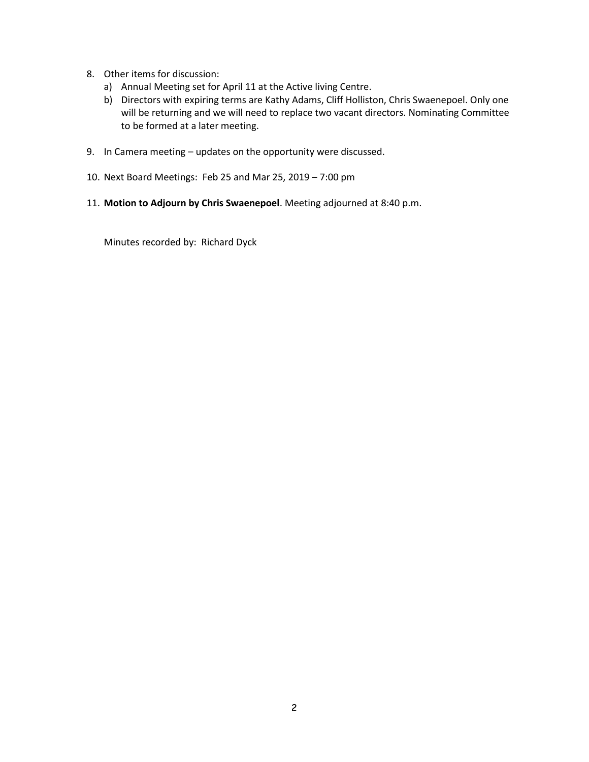8. Other items for discussion:
   a) Annual Meeting set for April 11 at the Active living Centre.
   b) Directors with expiring terms are Kathy Adams, Cliff Holliston, Chris Swaenepoel. Only one will be returning and we will need to replace two vacant directors. Nominating Committee to be formed at a later meeting.

9. In Camera meeting – updates on the opportunity were discussed.

10. Next Board Meetings: Feb 25 and Mar 25, 2019 – 7:00 pm

11. **Motion to Adjourn by Chris Swaenepoel**. Meeting adjourned at 8:40 p.m.

Minutes recorded by: Richard Dyck